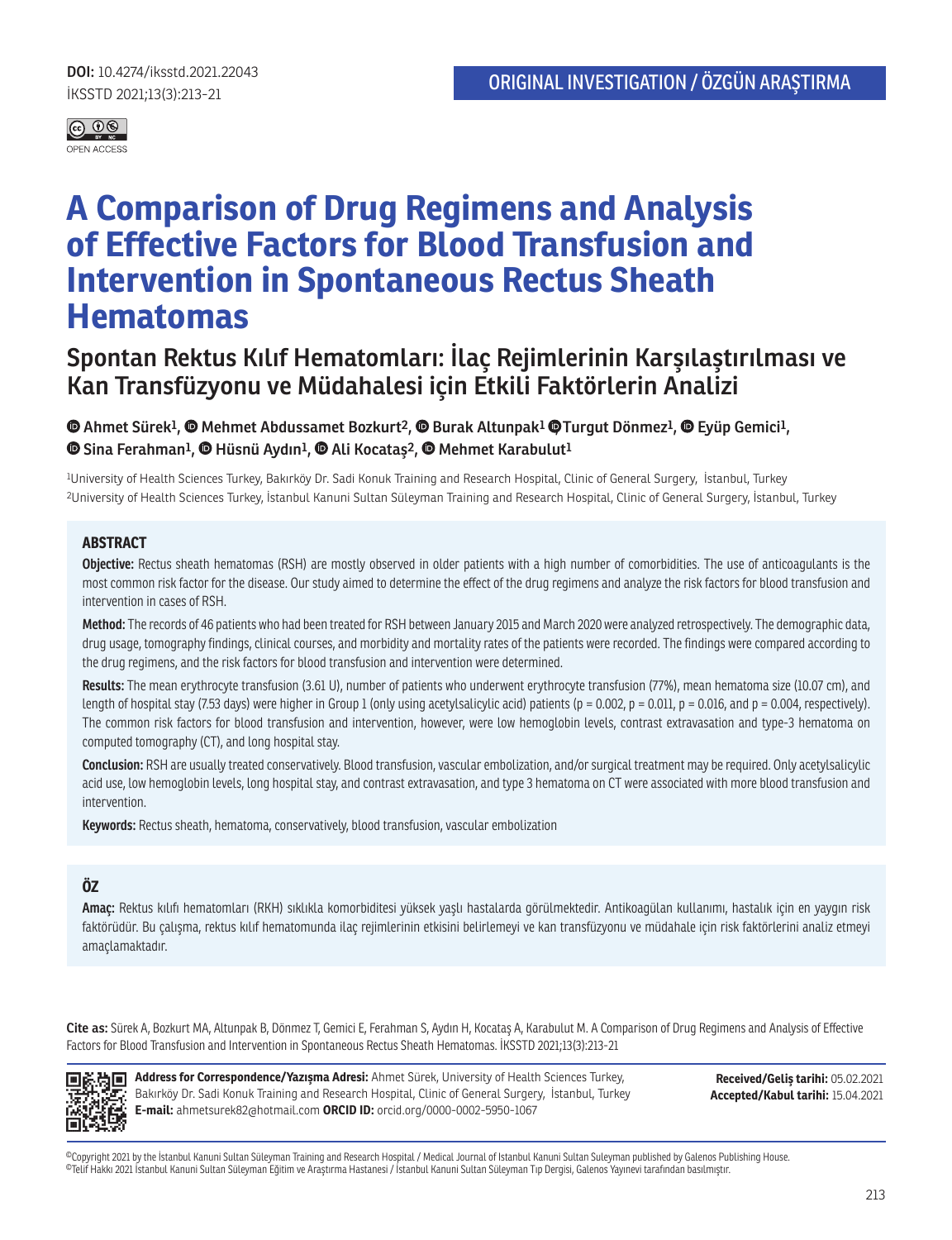**DOI:** 10.4274/iksstd.2021.22043
İKSSTD 2021;13(3):213-21

ORIGINAL INVESTIGATION / ÖZGÜN ARAŞTIRMA

# A Comparison of Drug Regimens and Analysis of Effective Factors for Blood Transfusion and Intervention in Spontaneous Rectus Sheath Hematomas

## Spontan Rektus Kılıf Hematomları: İlaç Rejimlerinin Karşılaştırılması ve Kan Transfüzyonu ve Müdahalesi için Etkili Faktörlerin Analizi

**Ahmet Sürek[1], Mehmet Abdussamet Bozkurt[2], Burak Altunpak[1], Turgut Dönmez[1], Eyüp Gemici[1], Sina Ferahman[1], Hüsnü Aydın[1], Ali Kocataş[2], Mehmet Karabulut[1]**

[1]University of Health Sciences Turkey, Bakırköy Dr. Sadi Konuk Training and Research Hospital, Clinic of General Surgery, İstanbul, Turkey
[2]University of Health Sciences Turkey, İstanbul Kanuni Sultan Süleyman Training and Research Hospital, Clinic of General Surgery, İstanbul, Turkey

### ABSTRACT

**Objective:** Rectus sheath hematomas (RSH) are mostly observed in older patients with a high number of comorbidities. The use of anticoagulants is the most common risk factor for the disease. Our study aimed to determine the effect of the drug regimens and analyze the risk factors for blood transfusion and intervention in cases of RSH.

**Method:** The records of 46 patients who had been treated for RSH between January 2015 and March 2020 were analyzed retrospectively. The demographic data, drug usage, tomography findings, clinical courses, and morbidity and mortality rates of the patients were recorded. The findings were compared according to the drug regimens, and the risk factors for blood transfusion and intervention were determined.

**Results:** The mean erythrocyte transfusion (3.61 U), number of patients who underwent erythrocyte transfusion (77%), mean hematoma size (10.07 cm), and length of hospital stay (7.53 days) were higher in Group 1 (only using acetylsalicylic acid) patients ($p = 0.002$, $p = 0.011$, $p = 0.016$, and $p = 0.004$, respectively). The common risk factors for blood transfusion and intervention, however, were low hemoglobin levels, contrast extravasation and type-3 hematoma on computed tomography (CT), and long hospital stay.

**Conclusion:** RSH are usually treated conservatively. Blood transfusion, vascular embolization, and/or surgical treatment may be required. Only acetylsalicylic acid use, low hemoglobin levels, long hospital stay, and contrast extravasation, and type 3 hematoma on CT were associated with more blood transfusion and intervention.

**Keywords:** Rectus sheath, hematoma, conservatively, blood transfusion, vascular embolization

### ÖZ

**Amaç:** Rektus kılıfı hematomları (RKH) sıklıkla komorbiditesi yüksek yaşlı hastalarda görülmektedir. Antikoagülan kullanımı, hastalık için en yaygın risk faktörüdür. Bu çalışma, rektus kılıf hematomunda ilaç rejimlerinin etkisini belirlemeyi ve kan transfüzyonu ve müdahale için risk faktörlerini analiz etmeyi amaçlamaktadır.

**Cite as:** Sürek A, Bozkurt MA, Altunpak B, Dönmez T, Gemici E, Ferahman S, Aydın H, Kocataş A, Karabulut M. A Comparison of Drug Regimens and Analysis of Effective Factors for Blood Transfusion and Intervention in Spontaneous Rectus Sheath Hematomas. İKSSTD 2021;13(3):213-21

**Address for Correspondence/Yazışma Adresi:** Ahmet Sürek, University of Health Sciences Turkey, Bakırköy Dr. Sadi Konuk Training and Research Hospital, Clinic of General Surgery, İstanbul, Turkey
**E-mail:** ahmetsurek82@hotmail.com **ORCID ID:** orcid.org/0000-0002-5950-1067

**Received/Geliş tarihi:** 05.02.2021
**Accepted/Kabul tarihi:** 15.04.2021

©Copyright 2021 by the İstanbul Kanuni Sultan Süleyman Training and Research Hospital / Medical Journal of Istanbul Kanuni Sultan Suleyman published by Galenos Publishing House.
©Telif Hakkı 2021 İstanbul Kanuni Sultan Süleyman Eğitim ve Araştırma Hastanesi / İstanbul Kanuni Sultan Süleyman Tıp Dergisi, Galenos Yayınevi tarafından basılmıştır.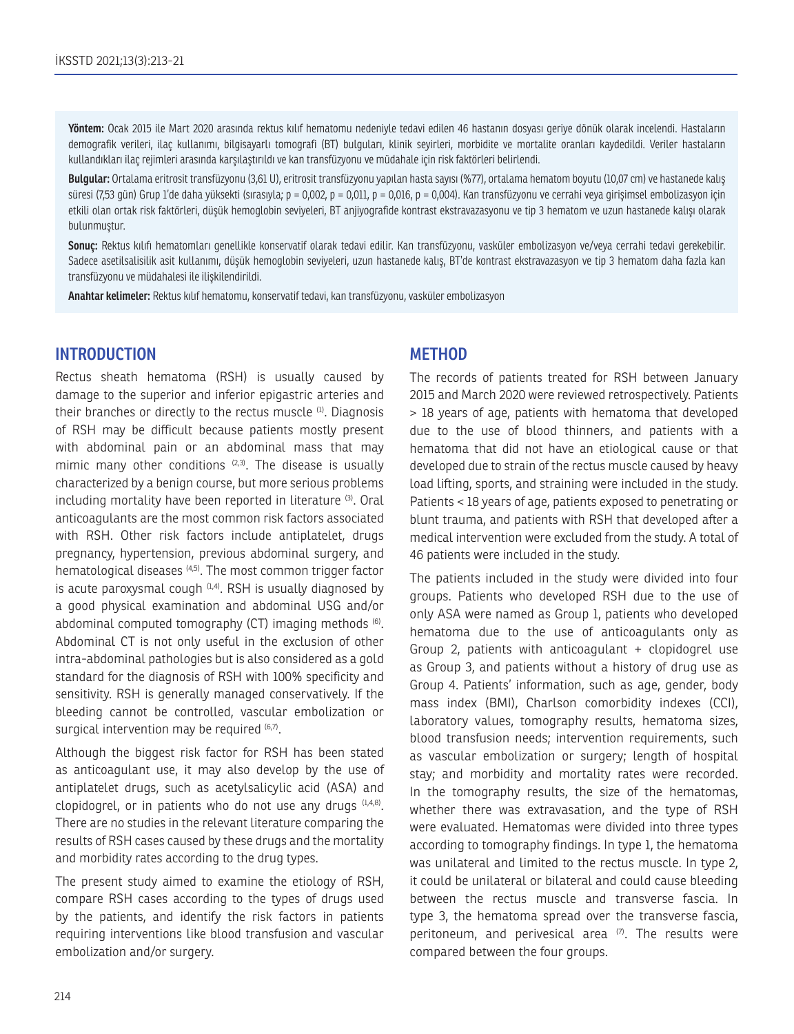**Yöntem:** Ocak 2015 ile Mart 2020 arasında rektus kılıf hematomu nedeniyle tedavi edilen 46 hastanın dosyası geriye dönük olarak incelendi. Hastaların demografik verileri, ilaç kullanımı, bilgisayarlı tomografi (BT) bulguları, klinik seyirleri, morbidite ve mortalite oranları kaydedildi. Veriler hastaların kullandıkları ilaç rejimleri arasında karşılaştırıldı ve kan transfüzyonu ve müdahale için risk faktörleri belirlendi.

**Bulgular:** Ortalama eritrosit transfüzyonu (3,61 U), eritrosit transfüzyonu yapılan hasta sayısı (%77), ortalama hematom boyutu (10,07 cm) ve hastanede kalış süresi (7,53 gün) Grup 1'de daha yüksekti (sırasıyla; p = 0,002, p = 0,011, p = 0,016, p = 0,004). Kan transfüzyonu ve cerrahi veya girişimsel embolizasyon için etkili olan ortak risk faktörleri, düşük hemoglobin seviyeleri, BT anjiyografide kontrast ekstravazasyonu ve tip 3 hematom ve uzun hastanede kalışı olarak bulunmuştur.

**Sonuç:** Rektus kılıfı hematomları genellikle konservatif olarak tedavi edilir. Kan transfüzyonu, vasküler embolizasyon ve/veya cerrahi tedavi gerekebilir. Sadece asetilsalisilik asit kullanımı, düşük hemoglobin seviyeleri, uzun hastanede kalış, BT'de kontrast ekstravazasyon ve tip 3 hematom daha fazla kan transfüzyonu ve müdahalesi ile ilişkilendirildi.

**Anahtar kelimeler:** Rektus kılıf hematomu, konservatif tedavi, kan transfüzyonu, vasküler embolizasyon

## INTRODUCTION

Rectus sheath hematoma (RSH) is usually caused by damage to the superior and inferior epigastric arteries and their branches or directly to the rectus muscle [1]. Diagnosis of RSH may be difficult because patients mostly present with abdominal pain or an abdominal mass that may mimic many other conditions [2,3]. The disease is usually characterized by a benign course, but more serious problems including mortality have been reported in literature [3]. Oral anticoagulants are the most common risk factors associated with RSH. Other risk factors include antiplatelet, drugs pregnancy, hypertension, previous abdominal surgery, and hematological diseases [4,5]. The most common trigger factor is acute paroxysmal cough [1,4]. RSH is usually diagnosed by a good physical examination and abdominal USG and/or abdominal computed tomography (CT) imaging methods [6]. Abdominal CT is not only useful in the exclusion of other intra-abdominal pathologies but is also considered as a gold standard for the diagnosis of RSH with 100% specificity and sensitivity. RSH is generally managed conservatively. If the bleeding cannot be controlled, vascular embolization or surgical intervention may be required [6,7].

Although the biggest risk factor for RSH has been stated as anticoagulant use, it may also develop by the use of antiplatelet drugs, such as acetylsalicylic acid (ASA) and clopidogrel, or in patients who do not use any drugs [1,4,8]. There are no studies in the relevant literature comparing the results of RSH cases caused by these drugs and the mortality and morbidity rates according to the drug types.

The present study aimed to examine the etiology of RSH, compare RSH cases according to the types of drugs used by the patients, and identify the risk factors in patients requiring interventions like blood transfusion and vascular embolization and/or surgery.

## METHOD

The records of patients treated for RSH between January 2015 and March 2020 were reviewed retrospectively. Patients > 18 years of age, patients with hematoma that developed due to the use of blood thinners, and patients with a hematoma that did not have an etiological cause or that developed due to strain of the rectus muscle caused by heavy load lifting, sports, and straining were included in the study. Patients < 18 years of age, patients exposed to penetrating or blunt trauma, and patients with RSH that developed after a medical intervention were excluded from the study. A total of 46 patients were included in the study.

The patients included in the study were divided into four groups. Patients who developed RSH due to the use of only ASA were named as Group 1, patients who developed hematoma due to the use of anticoagulants only as Group 2, patients with anticoagulant + clopidogrel use as Group 3, and patients without a history of drug use as Group 4. Patients' information, such as age, gender, body mass index (BMI), Charlson comorbidity indexes (CCI), laboratory values, tomography results, hematoma sizes, blood transfusion needs; intervention requirements, such as vascular embolization or surgery; length of hospital stay; and morbidity and mortality rates were recorded. In the tomography results, the size of the hematomas, whether there was extravasation, and the type of RSH were evaluated. Hematomas were divided into three types according to tomography findings. In type 1, the hematoma was unilateral and limited to the rectus muscle. In type 2, it could be unilateral or bilateral and could cause bleeding between the rectus muscle and transverse fascia. In type 3, the hematoma spread over the transverse fascia, peritoneum, and perivesical area [7]. The results were compared between the four groups.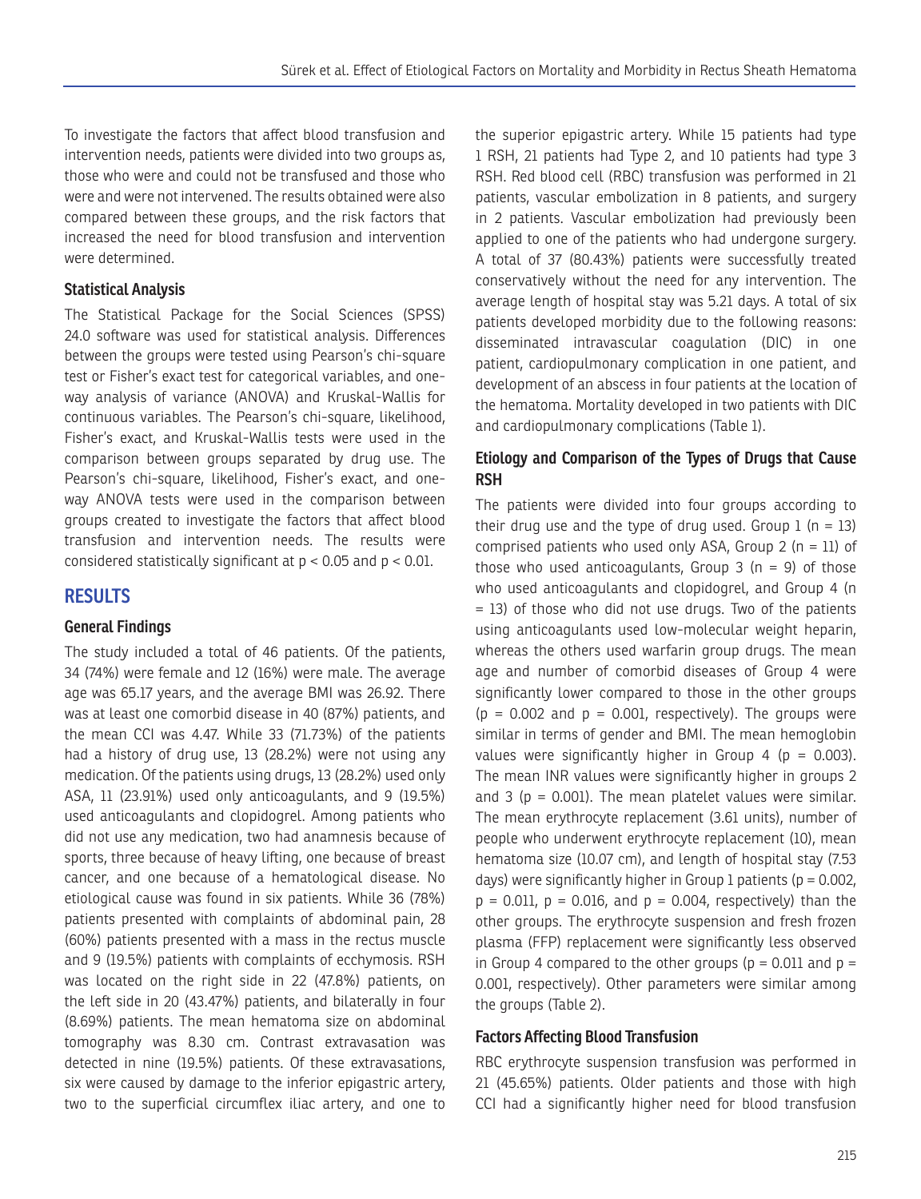To investigate the factors that affect blood transfusion and intervention needs, patients were divided into two groups as, those who were and could not be transfused and those who were and were not intervened. The results obtained were also compared between these groups, and the risk factors that increased the need for blood transfusion and intervention were determined.

### Statistical Analysis

The Statistical Package for the Social Sciences (SPSS) 24.0 software was used for statistical analysis. Differences between the groups were tested using Pearson's chi-square test or Fisher's exact test for categorical variables, and one-way analysis of variance (ANOVA) and Kruskal-Wallis for continuous variables. The Pearson's chi-square, likelihood, Fisher's exact, and Kruskal-Wallis tests were used in the comparison between groups separated by drug use. The Pearson's chi-square, likelihood, Fisher's exact, and one-way ANOVA tests were used in the comparison between groups created to investigate the factors that affect blood transfusion and intervention needs. The results were considered statistically significant at $p < 0.05$ and $p < 0.01$.

## RESULTS

### General Findings

The study included a total of 46 patients. Of the patients, 34 (74%) were female and 12 (16%) were male. The average age was 65.17 years, and the average BMI was 26.92. There was at least one comorbid disease in 40 (87%) patients, and the mean CCI was 4.47. While 33 (71.73%) of the patients had a history of drug use, 13 (28.2%) were not using any medication. Of the patients using drugs, 13 (28.2%) used only ASA, 11 (23.91%) used only anticoagulants, and 9 (19.5%) used anticoagulants and clopidogrel. Among patients who did not use any medication, two had anamnesis because of sports, three because of heavy lifting, one because of breast cancer, and one because of a hematological disease. No etiological cause was found in six patients. While 36 (78%) patients presented with complaints of abdominal pain, 28 (60%) patients presented with a mass in the rectus muscle and 9 (19.5%) patients with complaints of ecchymosis. RSH was located on the right side in 22 (47.8%) patients, on the left side in 20 (43.47%) patients, and bilaterally in four (8.69%) patients. The mean hematoma size on abdominal tomography was 8.30 cm. Contrast extravasation was detected in nine (19.5%) patients. Of these extravasations, six were caused by damage to the inferior epigastric artery, two to the superficial circumflex iliac artery, and one to the superior epigastric artery. While 15 patients had type 1 RSH, 21 patients had Type 2, and 10 patients had type 3 RSH. Red blood cell (RBC) transfusion was performed in 21 patients, vascular embolization in 8 patients, and surgery in 2 patients. Vascular embolization had previously been applied to one of the patients who had undergone surgery. A total of 37 (80.43%) patients were successfully treated conservatively without the need for any intervention. The average length of hospital stay was 5.21 days. A total of six patients developed morbidity due to the following reasons: disseminated intravascular coagulation (DIC) in one patient, cardiopulmonary complication in one patient, and development of an abscess in four patients at the location of the hematoma. Mortality developed in two patients with DIC and cardiopulmonary complications (Table 1).

### Etiology and Comparison of the Types of Drugs that Cause RSH

The patients were divided into four groups according to their drug use and the type of drug used. Group 1 (n = 13) comprised patients who used only ASA, Group 2 (n = 11) of those who used anticoagulants, Group 3 (n = 9) of those who used anticoagulants and clopidogrel, and Group 4 (n = 13) of those who did not use drugs. Two of the patients using anticoagulants used low-molecular weight heparin, whereas the others used warfarin group drugs. The mean age and number of comorbid diseases of Group 4 were significantly lower compared to those in the other groups ($p = 0.002$ and $p = 0.001$, respectively). The groups were similar in terms of gender and BMI. The mean hemoglobin values were significantly higher in Group 4 ($p = 0.003$). The mean INR values were significantly higher in groups 2 and 3 ($p = 0.001$). The mean platelet values were similar. The mean erythrocyte replacement (3.61 units), number of people who underwent erythrocyte replacement (10), mean hematoma size (10.07 cm), and length of hospital stay (7.53 days) were significantly higher in Group 1 patients ($p = 0.002$, $p = 0.011$, $p = 0.016$, and $p = 0.004$, respectively) than the other groups. The erythrocyte suspension and fresh frozen plasma (FFP) replacement were significantly less observed in Group 4 compared to the other groups ($p = 0.011$ and $p = 0.001$, respectively). Other parameters were similar among the groups (Table 2).

### Factors Affecting Blood Transfusion

RBC erythrocyte suspension transfusion was performed in 21 (45.65%) patients. Older patients and those with high CCI had a significantly higher need for blood transfusion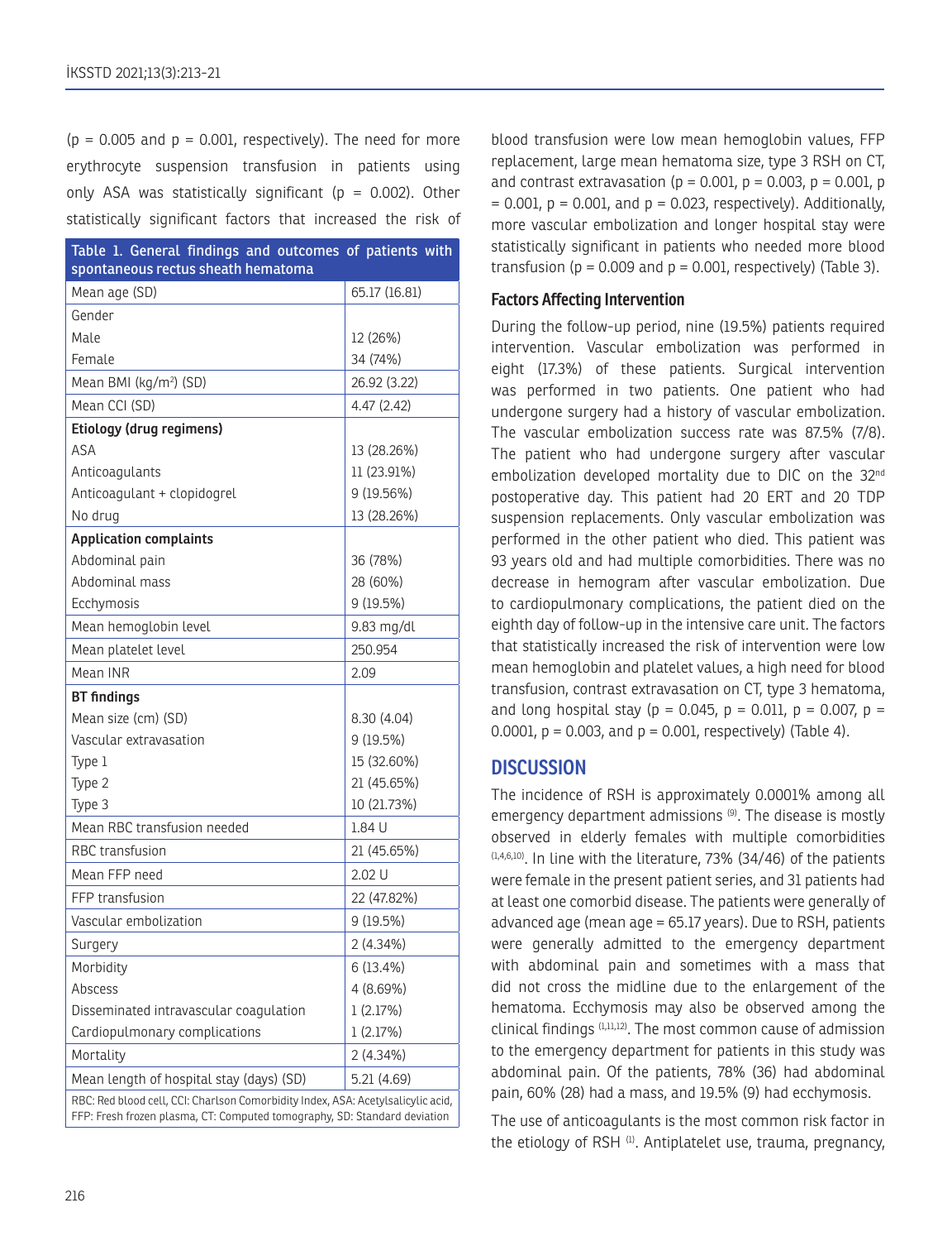(p = 0.005 and p = 0.001, respectively). The need for more erythrocyte suspension transfusion in patients using only ASA was statistically significant (p = 0.002). Other statistically significant factors that increased the risk of blood transfusion were low mean hemoglobin values, FFP replacement, large mean hematoma size, type 3 RSH on CT, and contrast extravasation (p = 0.001, p = 0.003, p = 0.001, p = 0.001, p = 0.001, and p = 0.023, respectively). Additionally, more vascular embolization and longer hospital stay were statistically significant in patients who needed more blood transfusion (p = 0.009 and p = 0.001, respectively) (Table 3).

**Table 1. General findings and outcomes of patients with spontaneous rectus sheath hematoma**

| | |
|---|---|
| Mean age (SD) | 65.17 (16.81) |
| Gender | |
| Male | 12 (26%) |
| Female | 34 (74%) |
| Mean BMI (kg/m²) (SD) | 26.92 (3.22) |
| Mean CCI (SD) | 4.47 (2.42) |
| **Etiology (drug regimens)** | |
| ASA | 13 (28.26%) |
| Anticoagulants | 11 (23.91%) |
| Anticoagulant + clopidogrel | 9 (19.56%) |
| No drug | 13 (28.26%) |
| **Application complaints** | |
| Abdominal pain | 36 (78%) |
| Abdominal mass | 28 (60%) |
| Ecchymosis | 9 (19.5%) |
| Mean hemoglobin level | 9.83 mg/dl |
| Mean platelet level | 250.954 |
| Mean INR | 2.09 |
| **BT findings** | |
| Mean size (cm) (SD) | 8.30 (4.04) |
| Vascular extravasation | 9 (19.5%) |
| Type 1 | 15 (32.60%) |
| Type 2 | 21 (45.65%) |
| Type 3 | 10 (21.73%) |
| Mean RBC transfusion needed | 1.84 U |
| RBC transfusion | 21 (45.65%) |
| Mean FFP need | 2.02 U |
| FFP transfusion | 22 (47.82%) |
| Vascular embolization | 9 (19.5%) |
| Surgery | 2 (4.34%) |
| Morbidity | 6 (13.4%) |
| Abscess | 4 (8.69%) |
| Disseminated intravascular coagulation | 1 (2.17%) |
| Cardiopulmonary complications | 1 (2.17%) |
| Mortality | 2 (4.34%) |
| Mean length of hospital stay (days) (SD) | 5.21 (4.69) |

RBC: Red blood cell, CCI: Charlson Comorbidity Index, ASA: Acetylsalicylic acid, FFP: Fresh frozen plasma, CT: Computed tomography, SD: Standard deviation

### Factors Affecting Intervention

During the follow-up period, nine (19.5%) patients required intervention. Vascular embolization was performed in eight (17.3%) of these patients. Surgical intervention was performed in two patients. One patient who had undergone surgery had a history of vascular embolization. The vascular embolization success rate was 87.5% (7/8). The patient who had undergone surgery after vascular embolization developed mortality due to DIC on the 32nd postoperative day. This patient had 20 ERT and 20 TDP suspension replacements. Only vascular embolization was performed in the other patient who died. This patient was 93 years old and had multiple comorbidities. There was no decrease in hemogram after vascular embolization. Due to cardiopulmonary complications, the patient died on the eighth day of follow-up in the intensive care unit. The factors that statistically increased the risk of intervention were low mean hemoglobin and platelet values, a high need for blood transfusion, contrast extravasation on CT, type 3 hematoma, and long hospital stay (p = 0.045, p = 0.011, p = 0.007, p = 0.0001, p = 0.003, and p = 0.001, respectively) (Table 4).

## DISCUSSION

The incidence of RSH is approximately 0.0001% among all emergency department admissions [9]. The disease is mostly observed in elderly females with multiple comorbidities [1,4,6,10]. In line with the literature, 73% (34/46) of the patients were female in the present patient series, and 31 patients had at least one comorbid disease. The patients were generally of advanced age (mean age = 65.17 years). Due to RSH, patients were generally admitted to the emergency department with abdominal pain and sometimes with a mass that did not cross the midline due to the enlargement of the hematoma. Ecchymosis may also be observed among the clinical findings [1,11,12]. The most common cause of admission to the emergency department for patients in this study was abdominal pain. Of the patients, 78% (36) had abdominal pain, 60% (28) had a mass, and 19.5% (9) had ecchymosis.

The use of anticoagulants is the most common risk factor in the etiology of RSH [1]. Antiplatelet use, trauma, pregnancy,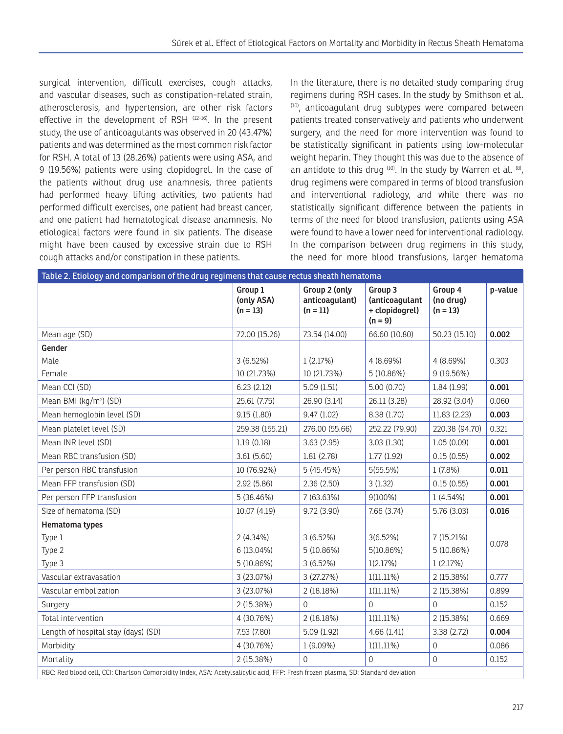surgical intervention, difficult exercises, cough attacks, and vascular diseases, such as constipation-related strain, atherosclerosis, and hypertension, are other risk factors effective in the development of RSH [12-16]. In the present study, the use of anticoagulants was observed in 20 (43.47%) patients and was determined as the most common risk factor for RSH. A total of 13 (28.26%) patients were using ASA, and 9 (19.56%) patients were using clopidogrel. In the case of the patients without drug use anamnesis, three patients had performed heavy lifting activities, two patients had performed difficult exercises, one patient had breast cancer, and one patient had hematological disease anamnesis. No etiological factors were found in six patients. The disease might have been caused by excessive strain due to RSH cough attacks and/or constipation in these patients.

In the literature, there is no detailed study comparing drug regimens during RSH cases. In the study by Smithson et al. [10], anticoagulant drug subtypes were compared between patients treated conservatively and patients who underwent surgery, and the need for more intervention was found to be statistically significant in patients using low-molecular weight heparin. They thought this was due to the absence of an antidote to this drug [10]. In the study by Warren et al. [8], drug regimens were compared in terms of blood transfusion and interventional radiology, and while there was no statistically significant difference between the patients in terms of the need for blood transfusion, patients using ASA were found to have a lower need for interventional radiology. In the comparison between drug regimens in this study, the need for more blood transfusions, larger hematoma

**Table 2. Etiology and comparison of the drug regimens that cause rectus sheath hematoma**

| | Group 1 (only ASA) (n = 13) | Group 2 (only anticoagulant) (n = 11) | Group 3 (anticoagulant + clopidogrel) (n = 9) | Group 4 (no drug) (n = 13) | p-value |
|---|---|---|---|---|---|
| Mean age (SD) | 72.00 (15.26) | 73.54 (14.00) | 66.60 (10.80) | 50.23 (15.10) | **0.002** |
| **Gender** | | | | | |
| Male | 3 (6.52%) | 1 (2.17%) | 4 (8.69%) | 4 (8.69%) | 0.303 |
| Female | 10 (21.73%) | 10 (21.73%) | 5 (10.86%) | 9 (19.56%) | |
| Mean CCI (SD) | 6.23 (2.12) | 5.09 (1.51) | 5.00 (0.70) | 1.84 (1.99) | **0.001** |
| Mean BMI (kg/m²) (SD) | 25.61 (7.75) | 26.90 (3.14) | 26.11 (3.28) | 28.92 (3.04) | 0.060 |
| Mean hemoglobin level (SD) | 9.15 (1.80) | 9.47 (1.02) | 8.38 (1.70) | 11.83 (2.23) | **0.003** |
| Mean platelet level (SD) | 259.38 (155.21) | 276.00 (55.66) | 252.22 (79.90) | 220.38 (94.70) | 0.321 |
| Mean INR level (SD) | 1.19 (0.18) | 3.63 (2.95) | 3.03 (1.30) | 1.05 (0.09) | **0.001** |
| Mean RBC transfusion (SD) | 3.61 (5.60) | 1.81 (2.78) | 1.77 (1.92) | 0.15 (0.55) | **0.002** |
| Per person RBC transfusion | 10 (76.92%) | 5 (45.45%) | 5(55.5%) | 1 (7.8%) | **0.011** |
| Mean FFP transfusion (SD) | 2.92 (5.86) | 2.36 (2.50) | 3 (1.32) | 0.15 (0.55) | **0.001** |
| Per person FFP transfusion | 5 (38.46%) | 7 (63.63%) | 9(100%) | 1 (4.54%) | **0.001** |
| Size of hematoma (SD) | 10.07 (4.19) | 9.72 (3.90) | 7.66 (3.74) | 5.76 (3.03) | **0.016** |
| **Hematoma types** | | | | | |
| Type 1 | 2 (4.34%) | 3 (6.52%) | 3(6.52%) | 7 (15.21%) | 0.078 |
| Type 2 | 6 (13.04%) | 5 (10.86%) | 5(10.86%) | 5 (10.86%) | |
| Type 3 | 5 (10.86%) | 3 (6.52%) | 1(2.17%) | 1 (2.17%) | |
| Vascular extravasation | 3 (23.07%) | 3 (27.27%) | 1(11.11%) | 2 (15.38%) | 0.777 |
| Vascular embolization | 3 (23.07%) | 2 (18.18%) | 1(11.11%) | 2 (15.38%) | 0.899 |
| Surgery | 2 (15.38%) | 0 | 0 | 0 | 0.152 |
| Total intervention | 4 (30.76%) | 2 (18.18%) | 1(11.11%) | 2 (15.38%) | 0.669 |
| Length of hospital stay (days) (SD) | 7.53 (7.80) | 5.09 (1.92) | 4.66 (1.41) | 3.38 (2.72) | **0.004** |
| Morbidity | 4 (30.76%) | 1 (9.09%) | 1(11.11%) | 0 | 0.086 |
| Mortality | 2 (15.38%) | 0 | 0 | 0 | 0.152 |

RBC: Red blood cell, CCI: Charlson Comorbidity Index, ASA: Acetylsalicylic acid, FFP: Fresh frozen plasma, SD: Standard deviation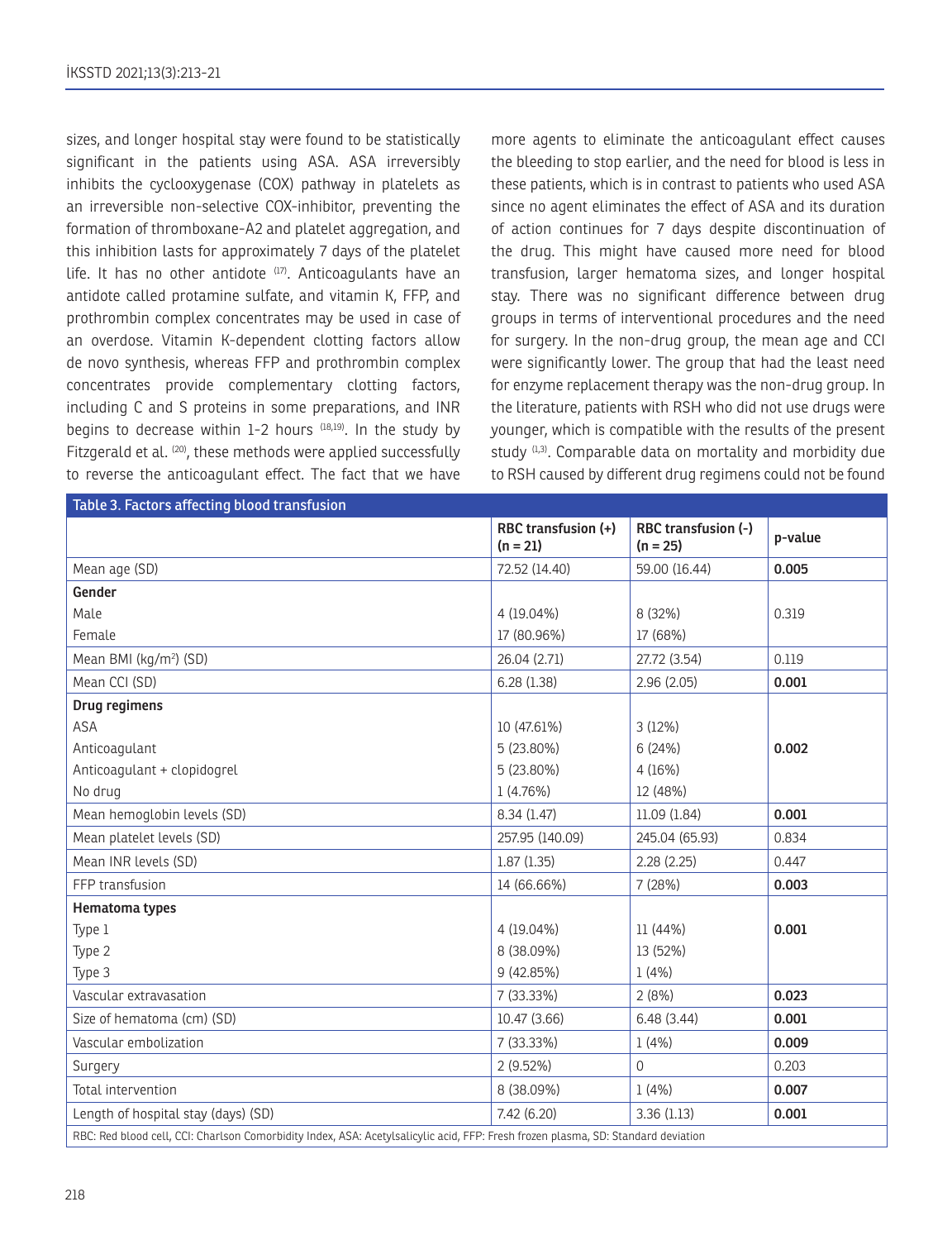sizes, and longer hospital stay were found to be statistically significant in the patients using ASA. ASA irreversibly inhibits the cyclooxygenase (COX) pathway in platelets as an irreversible non-selective COX-inhibitor, preventing the formation of thromboxane-A2 and platelet aggregation, and this inhibition lasts for approximately 7 days of the platelet life. It has no other antidote [17]. Anticoagulants have an antidote called protamine sulfate, and vitamin K, FFP, and prothrombin complex concentrates may be used in case of an overdose. Vitamin K-dependent clotting factors allow de novo synthesis, whereas FFP and prothrombin complex concentrates provide complementary clotting factors, including C and S proteins in some preparations, and INR begins to decrease within 1-2 hours [18,19]. In the study by Fitzgerald et al. [20], these methods were applied successfully to reverse the anticoagulant effect. The fact that we have more agents to eliminate the anticoagulant effect causes the bleeding to stop earlier, and the need for blood is less in these patients, which is in contrast to patients who used ASA since no agent eliminates the effect of ASA and its duration of action continues for 7 days despite discontinuation of the drug. This might have caused more need for blood transfusion, larger hematoma sizes, and longer hospital stay. There was no significant difference between drug groups in terms of interventional procedures and the need for surgery. In the non-drug group, the mean age and CCI were significantly lower. The group that had the least need for enzyme replacement therapy was the non-drug group. In the literature, patients with RSH who did not use drugs were younger, which is compatible with the results of the present study [1,3]. Comparable data on mortality and morbidity due to RSH caused by different drug regimens could not be found

**Table 3. Factors affecting blood transfusion**

| | RBC transfusion (+) (n = 21) | RBC transfusion (-) (n = 25) | p-value |
|---|---|---|---|
| Mean age (SD) | 72.52 (14.40) | 59.00 (16.44) | **0.005** |
| **Gender** | | | |
| Male | 4 (19.04%) | 8 (32%) | 0.319 |
| Female | 17 (80.96%) | 17 (68%) | |
| Mean BMI (kg/m$^2$) (SD) | 26.04 (2.71) | 27.72 (3.54) | 0.119 |
| Mean CCI (SD) | 6.28 (1.38) | 2.96 (2.05) | **0.001** |
| **Drug regimens** | | | |
| ASA | 10 (47.61%) | 3 (12%) | |
| Anticoagulant | 5 (23.80%) | 6 (24%) | **0.002** |
| Anticoagulant + clopidogrel | 5 (23.80%) | 4 (16%) | |
| No drug | 1 (4.76%) | 12 (48%) | |
| Mean hemoglobin levels (SD) | 8.34 (1.47) | 11.09 (1.84) | **0.001** |
| Mean platelet levels (SD) | 257.95 (140.09) | 245.04 (65.93) | 0.834 |
| Mean INR levels (SD) | 1.87 (1.35) | 2.28 (2.25) | 0.447 |
| FFP transfusion | 14 (66.66%) | 7 (28%) | **0.003** |
| **Hematoma types** | | | |
| Type 1 | 4 (19.04%) | 11 (44%) | **0.001** |
| Type 2 | 8 (38.09%) | 13 (52%) | |
| Type 3 | 9 (42.85%) | 1 (4%) | |
| Vascular extravasation | 7 (33.33%) | 2 (8%) | **0.023** |
| Size of hematoma (cm) (SD) | 10.47 (3.66) | 6.48 (3.44) | **0.001** |
| Vascular embolization | 7 (33.33%) | 1 (4%) | **0.009** |
| Surgery | 2 (9.52%) | 0 | 0.203 |
| Total intervention | 8 (38.09%) | 1 (4%) | **0.007** |
| Length of hospital stay (days) (SD) | 7.42 (6.20) | 3.36 (1.13) | **0.001** |

RBC: Red blood cell, CCI: Charlson Comorbidity Index, ASA: Acetylsalicylic acid, FFP: Fresh frozen plasma, SD: Standard deviation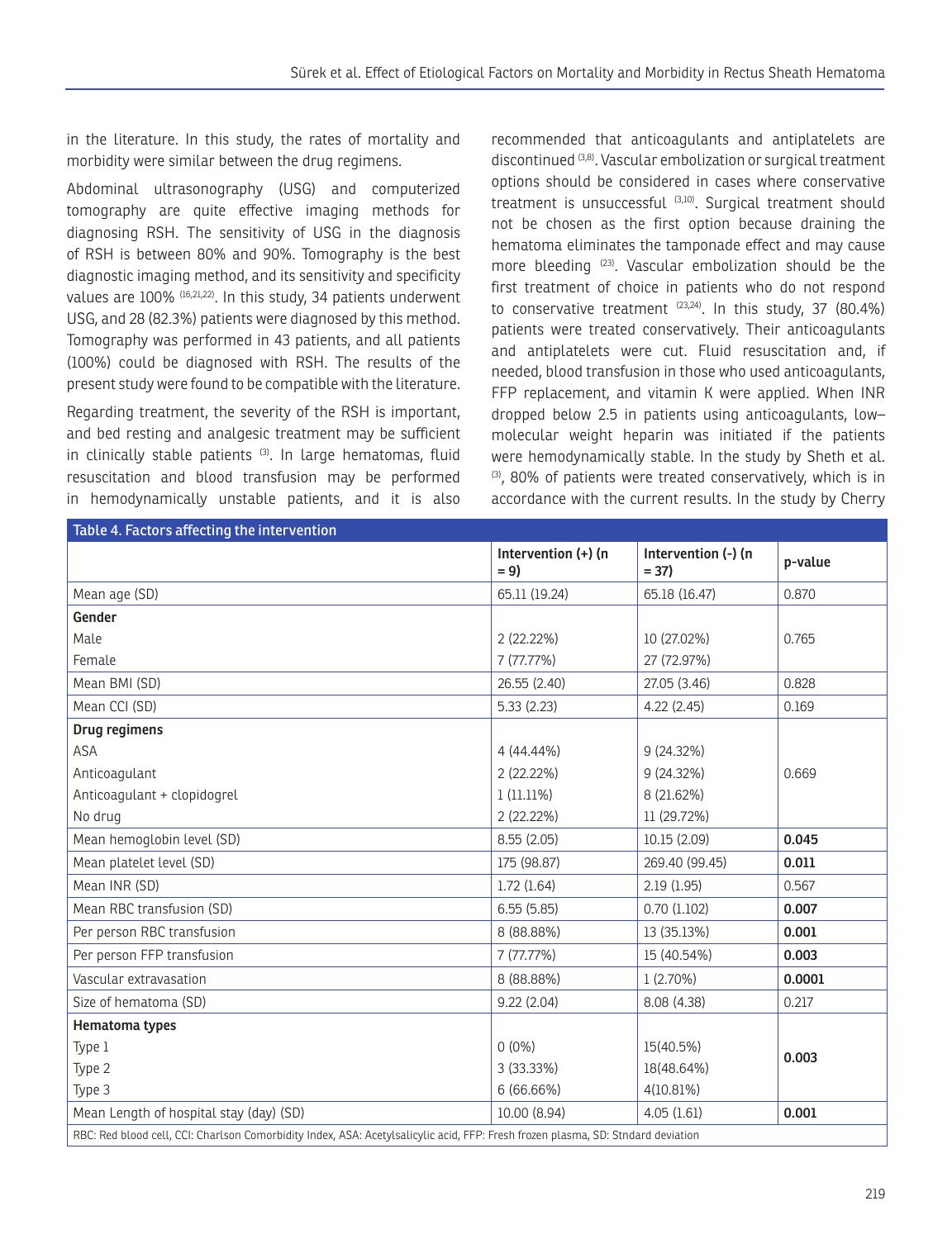in the literature. In this study, the rates of mortality and morbidity were similar between the drug regimens.

Abdominal ultrasonography (USG) and computerized tomography are quite effective imaging methods for diagnosing RSH. The sensitivity of USG in the diagnosis of RSH is between 80% and 90%. Tomography is the best diagnostic imaging method, and its sensitivity and specificity values are 100% [16,21,22]. In this study, 34 patients underwent USG, and 28 (82.3%) patients were diagnosed by this method. Tomography was performed in 43 patients, and all patients (100%) could be diagnosed with RSH. The results of the present study were found to be compatible with the literature.

Regarding treatment, the severity of the RSH is important, and bed resting and analgesic treatment may be sufficient in clinically stable patients [3]. In large hematomas, fluid resuscitation and blood transfusion may be performed in hemodynamically unstable patients, and it is also recommended that anticoagulants and antiplatelets are discontinued [3,8]. Vascular embolization or surgical treatment options should be considered in cases where conservative treatment is unsuccessful [3,10]. Surgical treatment should not be chosen as the first option because draining the hematoma eliminates the tamponade effect and may cause more bleeding [23]. Vascular embolization should be the first treatment of choice in patients who do not respond to conservative treatment [23,24]. In this study, 37 (80.4%) patients were treated conservatively. Their anticoagulants and antiplatelets were cut. Fluid resuscitation and, if needed, blood transfusion in those who used anticoagulants, FFP replacement, and vitamin K were applied. When INR dropped below 2.5 in patients using anticoagulants, low–molecular weight heparin was initiated if the patients were hemodynamically stable. In the study by Sheth et al. [3], 80% of patients were treated conservatively, which is in accordance with the current results. In the study by Cherry

**Table 4. Factors affecting the intervention**

| | Intervention (+) (n = 9) | Intervention (-) (n = 37) | p-value |
|---|---|---|---|
| Mean age (SD) | 65.11 (19.24) | 65.18 (16.47) | 0.870 |
| **Gender** | | | |
| Male | 2 (22.22%) | 10 (27.02%) | 0.765 |
| Female | 7 (77.77%) | 27 (72.97%) | |
| Mean BMI (SD) | 26.55 (2.40) | 27.05 (3.46) | 0.828 |
| Mean CCI (SD) | 5.33 (2.23) | 4.22 (2.45) | 0.169 |
| **Drug regimens** | | | |
| ASA | 4 (44.44%) | 9 (24.32%) | 0.669 |
| Anticoagulant | 2 (22.22%) | 9 (24.32%) | |
| Anticoagulant + clopidogrel | 1 (11.11%) | 8 (21.62%) | |
| No drug | 2 (22.22%) | 11 (29.72%) | |
| Mean hemoglobin level (SD) | 8.55 (2.05) | 10.15 (2.09) | **0.045** |
| Mean platelet level (SD) | 175 (98.87) | 269.40 (99.45) | **0.011** |
| Mean INR (SD) | 1.72 (1.64) | 2.19 (1.95) | 0.567 |
| Mean RBC transfusion (SD) | 6.55 (5.85) | 0.70 (1.102) | **0.007** |
| Per person RBC transfusion | 8 (88.88%) | 13 (35.13%) | **0.001** |
| Per person FFP transfusion | 7 (77.77%) | 15 (40.54%) | **0.003** |
| Vascular extravasation | 8 (88.88%) | 1 (2.70%) | **0.0001** |
| Size of hematoma (SD) | 9.22 (2.04) | 8.08 (4.38) | 0.217 |
| **Hematoma types** | | | |
| Type 1 | 0 (0%) | 15(40.5%) | **0.003** |
| Type 2 | 3 (33.33%) | 18(48.64%) | |
| Type 3 | 6 (66.66%) | 4(10.81%) | |
| Mean Length of hospital stay (day) (SD) | 10.00 (8.94) | 4.05 (1.61) | **0.001** |

RBC: Red blood cell, CCI: Charlson Comorbidity Index, ASA: Acetylsalicylic acid, FFP: Fresh frozen plasma, SD: Stndard deviation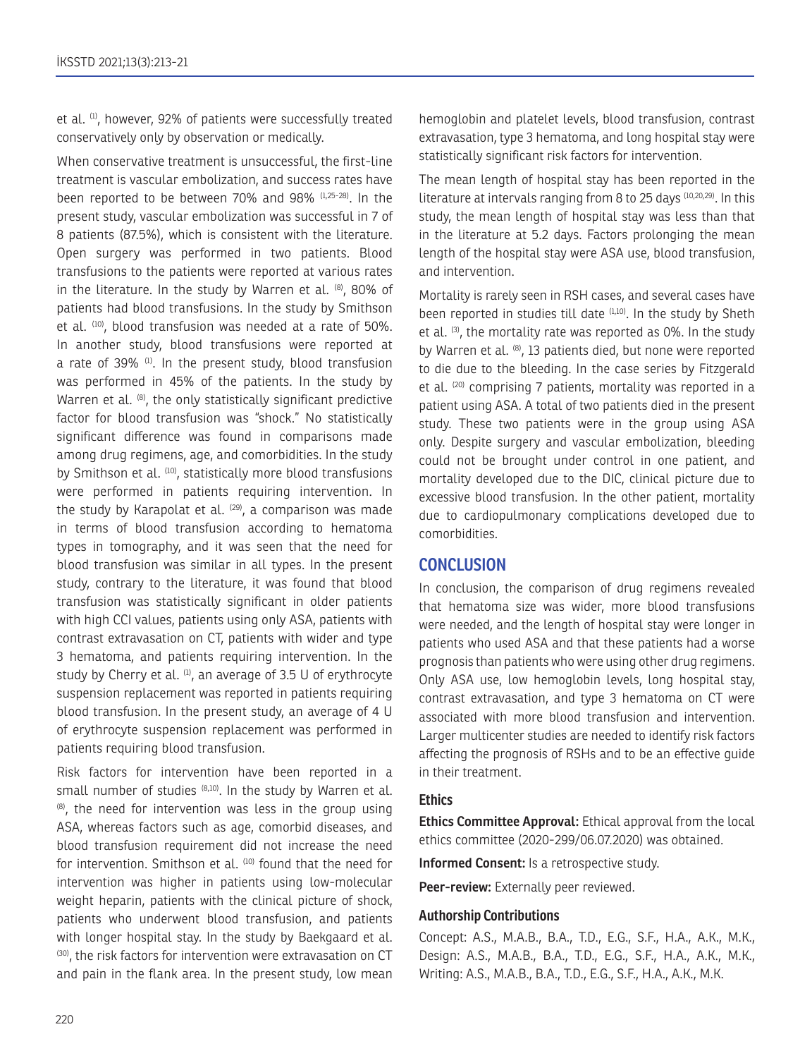et al. [1], however, 92% of patients were successfully treated conservatively only by observation or medically.

When conservative treatment is unsuccessful, the first-line treatment is vascular embolization, and success rates have been reported to be between 70% and 98% [1,25-28]. In the present study, vascular embolization was successful in 7 of 8 patients (87.5%), which is consistent with the literature. Open surgery was performed in two patients. Blood transfusions to the patients were reported at various rates in the literature. In the study by Warren et al. [8], 80% of patients had blood transfusions. In the study by Smithson et al. [10], blood transfusion was needed at a rate of 50%. In another study, blood transfusions were reported at a rate of 39% [1]. In the present study, blood transfusion was performed in 45% of the patients. In the study by Warren et al. [8], the only statistically significant predictive factor for blood transfusion was "shock." No statistically significant difference was found in comparisons made among drug regimens, age, and comorbidities. In the study by Smithson et al. [10], statistically more blood transfusions were performed in patients requiring intervention. In the study by Karapolat et al. [29], a comparison was made in terms of blood transfusion according to hematoma types in tomography, and it was seen that the need for blood transfusion was similar in all types. In the present study, contrary to the literature, it was found that blood transfusion was statistically significant in older patients with high CCI values, patients using only ASA, patients with contrast extravasation on CT, patients with wider and type 3 hematoma, and patients requiring intervention. In the study by Cherry et al. [1], an average of 3.5 U of erythrocyte suspension replacement was reported in patients requiring blood transfusion. In the present study, an average of 4 U of erythrocyte suspension replacement was performed in patients requiring blood transfusion.

Risk factors for intervention have been reported in a small number of studies [8,10]. In the study by Warren et al. [8], the need for intervention was less in the group using ASA, whereas factors such as age, comorbid diseases, and blood transfusion requirement did not increase the need for intervention. Smithson et al. [10] found that the need for intervention was higher in patients using low-molecular weight heparin, patients with the clinical picture of shock, patients who underwent blood transfusion, and patients with longer hospital stay. In the study by Baekgaard et al. [30], the risk factors for intervention were extravasation on CT and pain in the flank area. In the present study, low mean hemoglobin and platelet levels, blood transfusion, contrast extravasation, type 3 hematoma, and long hospital stay were statistically significant risk factors for intervention.

The mean length of hospital stay has been reported in the literature at intervals ranging from 8 to 25 days [10,20,29]. In this study, the mean length of hospital stay was less than that in the literature at 5.2 days. Factors prolonging the mean length of the hospital stay were ASA use, blood transfusion, and intervention.

Mortality is rarely seen in RSH cases, and several cases have been reported in studies till date [1,10]. In the study by Sheth et al. [3], the mortality rate was reported as 0%. In the study by Warren et al. [8], 13 patients died, but none were reported to die due to the bleeding. In the case series by Fitzgerald et al. [20] comprising 7 patients, mortality was reported in a patient using ASA. A total of two patients died in the present study. These two patients were in the group using ASA only. Despite surgery and vascular embolization, bleeding could not be brought under control in one patient, and mortality developed due to the DIC, clinical picture due to excessive blood transfusion. In the other patient, mortality due to cardiopulmonary complications developed due to comorbidities.

## CONCLUSION

In conclusion, the comparison of drug regimens revealed that hematoma size was wider, more blood transfusions were needed, and the length of hospital stay were longer in patients who used ASA and that these patients had a worse prognosis than patients who were using other drug regimens. Only ASA use, low hemoglobin levels, long hospital stay, contrast extravasation, and type 3 hematoma on CT were associated with more blood transfusion and intervention. Larger multicenter studies are needed to identify risk factors affecting the prognosis of RSHs and to be an effective guide in their treatment.

### Ethics

**Ethics Committee Approval:** Ethical approval from the local ethics committee (2020-299/06.07.2020) was obtained.

**Informed Consent:** Is a retrospective study.

**Peer-review:** Externally peer reviewed.

### Authorship Contributions

Concept: A.S., M.A.B., B.A., T.D., E.G., S.F., H.A., A.K., M.K., Design: A.S., M.A.B., B.A., T.D., E.G., S.F., H.A., A.K., M.K., Writing: A.S., M.A.B., B.A., T.D., E.G., S.F., H.A., A.K., M.K.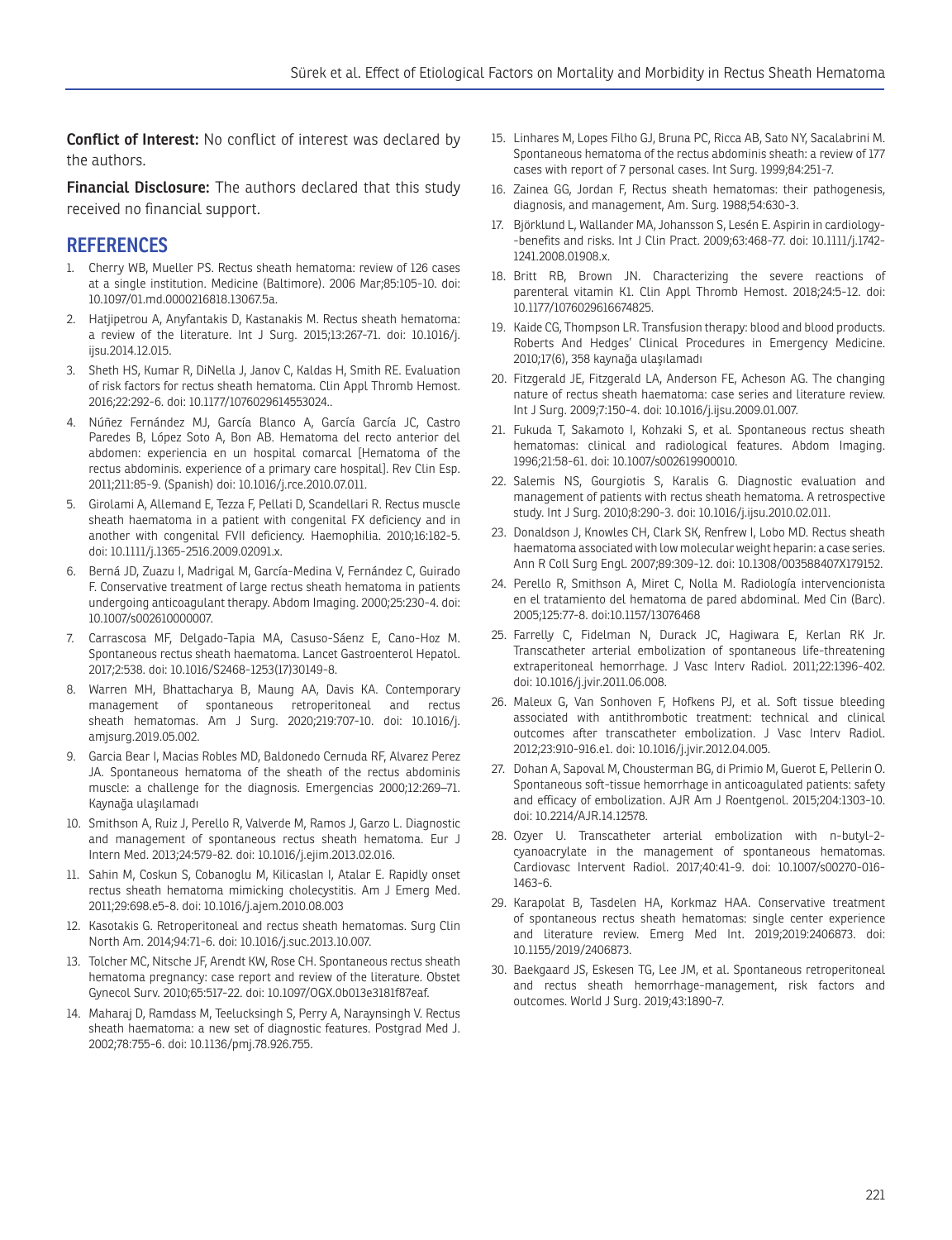**Conflict of Interest:** No conflict of interest was declared by the authors.

**Financial Disclosure:** The authors declared that this study received no financial support.

## REFERENCES

1. Cherry WB, Mueller PS. Rectus sheath hematoma: review of 126 cases at a single institution. Medicine (Baltimore). 2006 Mar;85:105-10. doi: 10.1097/01.md.0000216818.13067.5a.
2. Hatjipetrou A, Anyfantakis D, Kastanakis M. Rectus sheath hematoma: a review of the literature. Int J Surg. 2015;13:267-71. doi: 10.1016/j.ijsu.2014.12.015.
3. Sheth HS, Kumar R, DiNella J, Janov C, Kaldas H, Smith RE. Evaluation of risk factors for rectus sheath hematoma. Clin Appl Thromb Hemost. 2016;22:292-6. doi: 10.1177/1076029614553024..
4. Núñez Fernández MJ, García Blanco A, García García JC, Castro Paredes B, López Soto A, Bon AB. Hematoma del recto anterior del abdomen: experiencia en un hospital comarcal [Hematoma of the rectus abdominis. experience of a primary care hospital]. Rev Clin Esp. 2011;211:85-9. (Spanish) doi: 10.1016/j.rce.2010.07.011.
5. Girolami A, Allemand E, Tezza F, Pellati D, Scandellari R. Rectus muscle sheath haematoma in a patient with congenital FX deficiency and in another with congenital FVII deficiency. Haemophilia. 2010;16:182-5. doi: 10.1111/j.1365-2516.2009.02091.x.
6. Berná JD, Zuazu I, Madrigal M, García-Medina V, Fernández C, Guirado F. Conservative treatment of large rectus sheath hematoma in patients undergoing anticoagulant therapy. Abdom Imaging. 2000;25:230-4. doi: 10.1007/s002610000007.
7. Carrascosa MF, Delgado-Tapia MA, Casuso-Sáenz E, Cano-Hoz M. Spontaneous rectus sheath haematoma. Lancet Gastroenterol Hepatol. 2017;2:538. doi: 10.1016/S2468-1253(17)30149-8.
8. Warren MH, Bhattacharya B, Maung AA, Davis KA. Contemporary management of spontaneous retroperitoneal and rectus sheath hematomas. Am J Surg. 2020;219:707-10. doi: 10.1016/j.amjsurg.2019.05.002.
9. Garcia Bear I, Macias Robles MD, Baldonedo Cernuda RF, Alvarez Perez JA. Spontaneous hematoma of the sheath of the rectus abdominis muscle: a challenge for the diagnosis. Emergencias 2000;12:269–71. Kaynağa ulaşılamadı
10. Smithson A, Ruiz J, Perello R, Valverde M, Ramos J, Garzo L. Diagnostic and management of spontaneous rectus sheath hematoma. Eur J Intern Med. 2013;24:579-82. doi: 10.1016/j.ejim.2013.02.016.
11. Sahin M, Coskun S, Cobanoglu M, Kilicaslan I, Atalar E. Rapidly onset rectus sheath hematoma mimicking cholecystitis. Am J Emerg Med. 2011;29:698.e5-8. doi: 10.1016/j.ajem.2010.08.003
12. Kasotakis G. Retroperitoneal and rectus sheath hematomas. Surg Clin North Am. 2014;94:71-6. doi: 10.1016/j.suc.2013.10.007.
13. Tolcher MC, Nitsche JF, Arendt KW, Rose CH. Spontaneous rectus sheath hematoma pregnancy: case report and review of the literature. Obstet Gynecol Surv. 2010;65:517-22. doi: 10.1097/OGX.0b013e3181f87eaf.
14. Maharaj D, Ramdass M, Teelucksingh S, Perry A, Naraynsingh V. Rectus sheath haematoma: a new set of diagnostic features. Postgrad Med J. 2002;78:755-6. doi: 10.1136/pmj.78.926.755.
15. Linhares M, Lopes Filho GJ, Bruna PC, Ricca AB, Sato NY, Sacalabrini M. Spontaneous hematoma of the rectus abdominis sheath: a review of 177 cases with report of 7 personal cases. Int Surg. 1999;84:251-7.
16. Zainea GG, Jordan F, Rectus sheath hematomas: their pathogenesis, diagnosis, and management, Am. Surg. 1988;54:630-3.
17. Björklund L, Wallander MA, Johansson S, Lesén E. Aspirin in cardiology--benefits and risks. Int J Clin Pract. 2009;63:468-77. doi: 10.1111/j.1742-1241.2008.01908.x.
18. Britt RB, Brown JN. Characterizing the severe reactions of parenteral vitamin K1. Clin Appl Thromb Hemost. 2018;24:5-12. doi: 10.1177/1076029616674825.
19. Kaide CG, Thompson LR. Transfusion therapy: blood and blood products. Roberts And Hedges' Clinical Procedures in Emergency Medicine. 2010;17(6), 358 kaynağa ulaşılamadı
20. Fitzgerald JE, Fitzgerald LA, Anderson FE, Acheson AG. The changing nature of rectus sheath haematoma: case series and literature review. Int J Surg. 2009;7:150-4. doi: 10.1016/j.ijsu.2009.01.007.
21. Fukuda T, Sakamoto I, Kohzaki S, et al. Spontaneous rectus sheath hematomas: clinical and radiological features. Abdom Imaging. 1996;21:58-61. doi: 10.1007/s002619900010.
22. Salemis NS, Gourgiotis S, Karalis G. Diagnostic evaluation and management of patients with rectus sheath hematoma. A retrospective study. Int J Surg. 2010;8:290-3. doi: 10.1016/j.ijsu.2010.02.011.
23. Donaldson J, Knowles CH, Clark SK, Renfrew I, Lobo MD. Rectus sheath haematoma associated with low molecular weight heparin: a case series. Ann R Coll Surg Engl. 2007;89:309-12. doi: 10.1308/003588407X179152.
24. Perello R, Smithson A, Miret C, Nolla M. Radiología intervencionista en el tratamiento del hematoma de pared abdominal. Med Cin (Barc). 2005;125:77-8. doi:10.1157/13076468
25. Farrelly C, Fidelman N, Durack JC, Hagiwara E, Kerlan RK Jr. Transcatheter arterial embolization of spontaneous life-threatening extraperitoneal hemorrhage. J Vasc Interv Radiol. 2011;22:1396-402. doi: 10.1016/j.jvir.2011.06.008.
26. Maleux G, Van Sonhoven F, Hofkens PJ, et al. Soft tissue bleeding associated with antithrombotic treatment: technical and clinical outcomes after transcatheter embolization. J Vasc Interv Radiol. 2012;23:910-916.e1. doi: 10.1016/j.jvir.2012.04.005.
27. Dohan A, Sapoval M, Chousterman BG, di Primio M, Guerot E, Pellerin O. Spontaneous soft-tissue hemorrhage in anticoagulated patients: safety and efficacy of embolization. AJR Am J Roentgenol. 2015;204:1303-10. doi: 10.2214/AJR.14.12578.
28. Ozyer U. Transcatheter arterial embolization with n-butyl-2-cyanoacrylate in the management of spontaneous hematomas. Cardiovasc Intervent Radiol. 2017;40:41-9. doi: 10.1007/s00270-016-1463-6.
29. Karapolat B, Tasdelen HA, Korkmaz HAA. Conservative treatment of spontaneous rectus sheath hematomas: single center experience and literature review. Emerg Med Int. 2019;2019:2406873. doi: 10.1155/2019/2406873.
30. Baekgaard JS, Eskesen TG, Lee JM, et al. Spontaneous retroperitoneal and rectus sheath hemorrhage-management, risk factors and outcomes. World J Surg. 2019;43:1890-7.